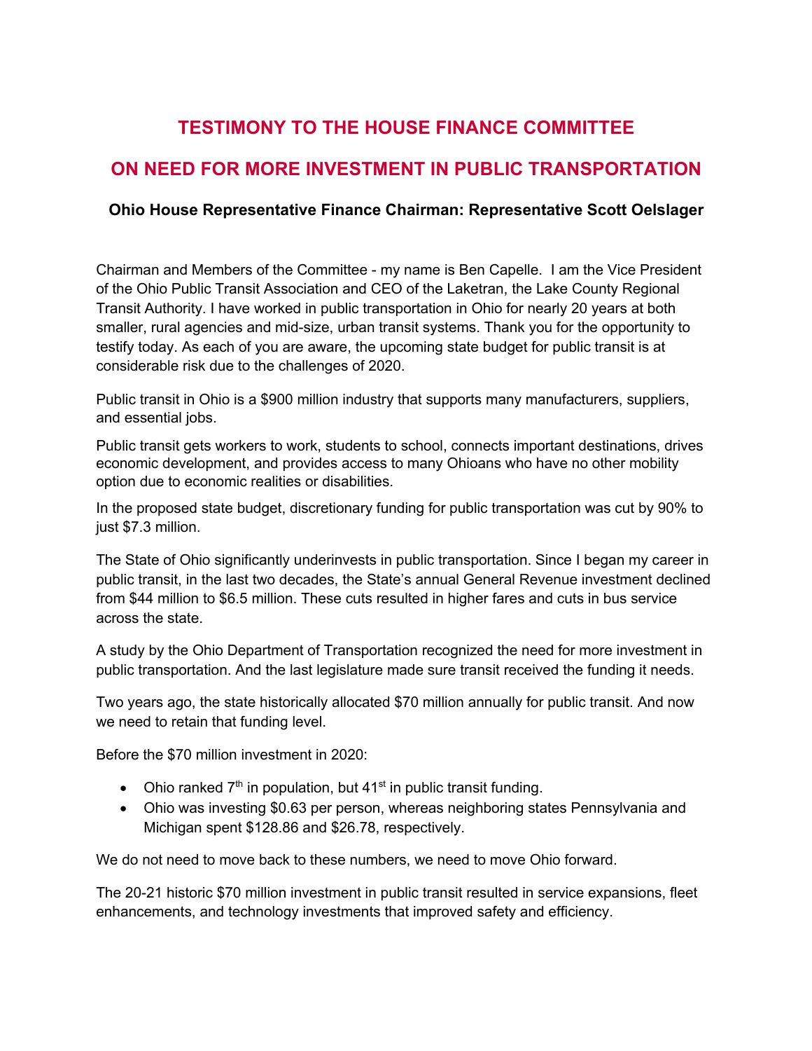# TESTIMONY TO THE HOUSE FINANCE COMMITTEE

# ON NEED FOR MORE INVESTMENT IN PUBLIC TRANSPORTATION

### Ohio House Representative Finance Chairman: Representative Scott Oelslager

Chairman and Members of the Committee - my name is Ben Capelle. I am the Vice President of the Ohio Public Transit Association and CEO of the Laketran, the Lake County Regional Transit Authority. I have worked in public transportation in Ohio for nearly 20 years at both smaller, rural agencies and mid-size, urban transit systems. Thank you for the opportunity to testify today. As each of you are aware, the upcoming state budget for public transit is at considerable risk due to the challenges of 2020.

Public transit in Ohio is a $900 million industry that supports many manufacturers, suppliers, and essential jobs.

Public transit gets workers to work, students to school, connects important destinations, drives economic development, and provides access to many Ohioans who have no other mobility option due to economic realities or disabilities.

In the proposed state budget, discretionary funding for public transportation was cut by 90% to just $7.3 million.

The State of Ohio significantly underinvests in public transportation. Since I began my career in public transit, in the last two decades, the State's annual General Revenue investment declined from $44 million to $6.5 million. These cuts resulted in higher fares and cuts in bus service across the state.

A study by the Ohio Department of Transportation recognized the need for more investment in public transportation. And the last legislature made sure transit received the funding it needs.

Two years ago, the state historically allocated $70 million annually for public transit. And now we need to retain that funding level.

Before the $70 million investment in 2020:

- Ohio ranked 7th in population, but 41st in public transit funding.
- Ohio was investing $0.63 per person, whereas neighboring states Pennsylvania and Michigan spent $128.86 and $26.78, respectively.

We do not need to move back to these numbers, we need to move Ohio forward.

The 20-21 historic $70 million investment in public transit resulted in service expansions, fleet enhancements, and technology investments that improved safety and efficiency.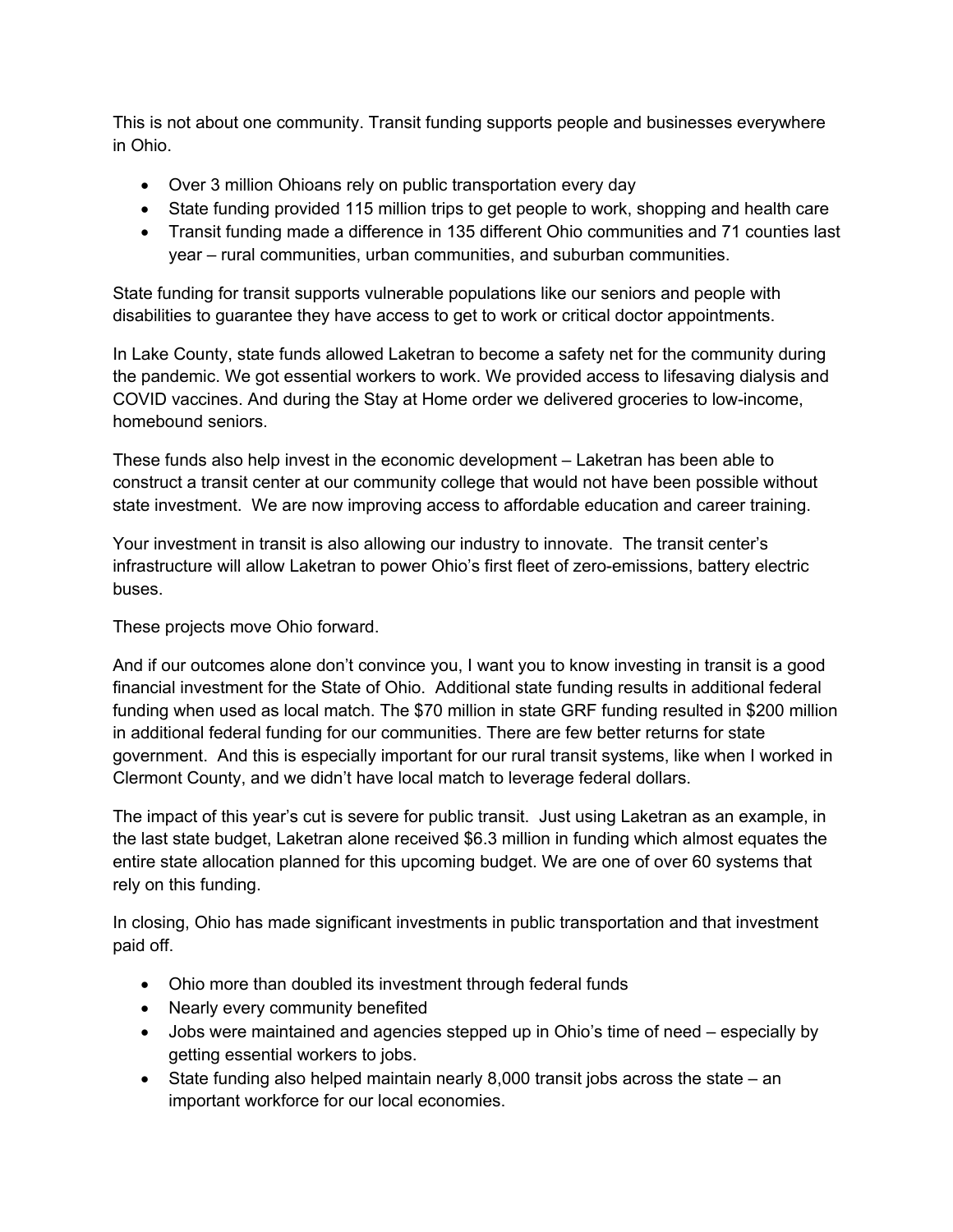This is not about one community. Transit funding supports people and businesses everywhere in Ohio.

- Over 3 million Ohioans rely on public transportation every day
- State funding provided 115 million trips to get people to work, shopping and health care
- Transit funding made a difference in 135 different Ohio communities and 71 counties last year – rural communities, urban communities, and suburban communities.

State funding for transit supports vulnerable populations like our seniors and people with disabilities to guarantee they have access to get to work or critical doctor appointments.

In Lake County, state funds allowed Laketran to become a safety net for the community during the pandemic. We got essential workers to work. We provided access to lifesaving dialysis and COVID vaccines. And during the Stay at Home order we delivered groceries to low-income, homebound seniors.

These funds also help invest in the economic development – Laketran has been able to construct a transit center at our community college that would not have been possible without state investment. We are now improving access to affordable education and career training.

Your investment in transit is also allowing our industry to innovate. The transit center's infrastructure will allow Laketran to power Ohio's first fleet of zero-emissions, battery electric buses.

These projects move Ohio forward.

And if our outcomes alone don't convince you, I want you to know investing in transit is a good financial investment for the State of Ohio. Additional state funding results in additional federal funding when used as local match. The $70 million in state GRF funding resulted in $200 million in additional federal funding for our communities. There are few better returns for state government. And this is especially important for our rural transit systems, like when I worked in Clermont County, and we didn't have local match to leverage federal dollars.

The impact of this year's cut is severe for public transit. Just using Laketran as an example, in the last state budget, Laketran alone received $6.3 million in funding which almost equates the entire state allocation planned for this upcoming budget. We are one of over 60 systems that rely on this funding.

In closing, Ohio has made significant investments in public transportation and that investment paid off.

- Ohio more than doubled its investment through federal funds
- Nearly every community benefited
- Jobs were maintained and agencies stepped up in Ohio's time of need – especially by getting essential workers to jobs.
- State funding also helped maintain nearly 8,000 transit jobs across the state – an important workforce for our local economies.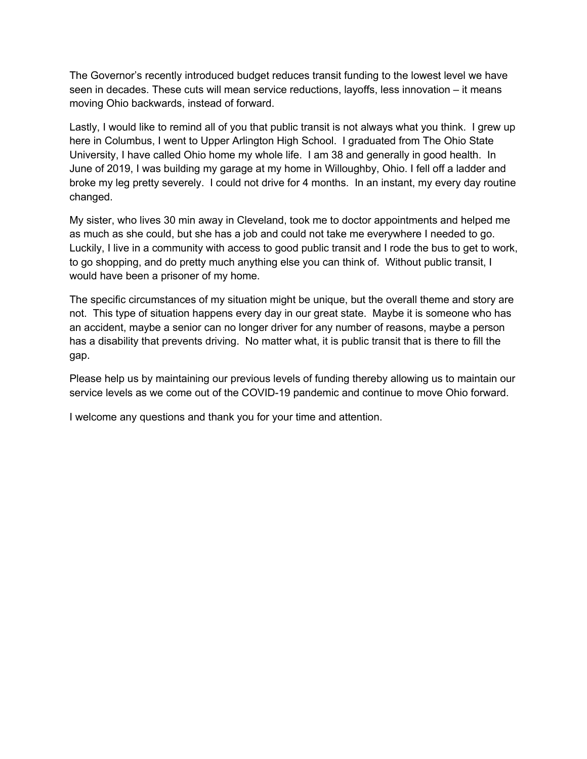The Governor's recently introduced budget reduces transit funding to the lowest level we have seen in decades. These cuts will mean service reductions, layoffs, less innovation – it means moving Ohio backwards, instead of forward.

Lastly, I would like to remind all of you that public transit is not always what you think. I grew up here in Columbus, I went to Upper Arlington High School. I graduated from The Ohio State University, I have called Ohio home my whole life. I am 38 and generally in good health. In June of 2019, I was building my garage at my home in Willoughby, Ohio. I fell off a ladder and broke my leg pretty severely. I could not drive for 4 months. In an instant, my every day routine changed.

My sister, who lives 30 min away in Cleveland, took me to doctor appointments and helped me as much as she could, but she has a job and could not take me everywhere I needed to go. Luckily, I live in a community with access to good public transit and I rode the bus to get to work, to go shopping, and do pretty much anything else you can think of. Without public transit, I would have been a prisoner of my home.

The specific circumstances of my situation might be unique, but the overall theme and story are not. This type of situation happens every day in our great state. Maybe it is someone who has an accident, maybe a senior can no longer driver for any number of reasons, maybe a person has a disability that prevents driving. No matter what, it is public transit that is there to fill the gap.

Please help us by maintaining our previous levels of funding thereby allowing us to maintain our service levels as we come out of the COVID-19 pandemic and continue to move Ohio forward.

I welcome any questions and thank you for your time and attention.